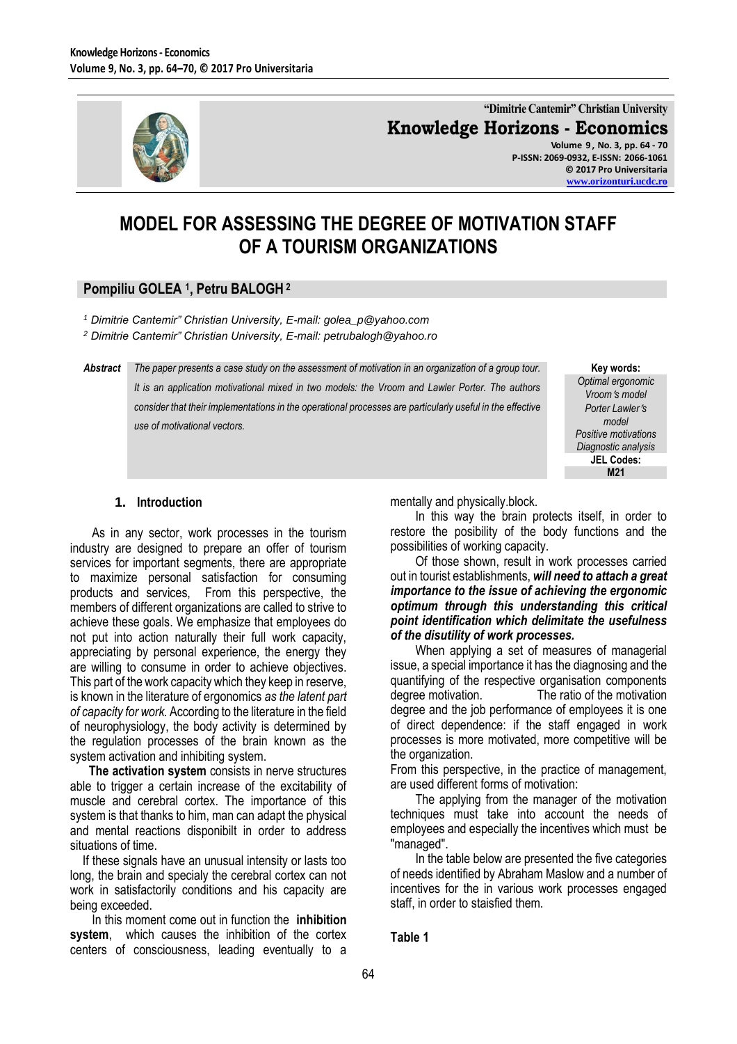# MODEL FOR ASSESSING THE DEGREE OF MOTIVATION STAFF OF A TOURISM ORGANIZATIONS

**Pompiliu GOLEA [1], Petru BALOGH [2]**

[1] *Dimitrie Cantemir" Christian University, E-mail: golea_p@yahoo.com*

[2] *Dimitrie Cantemir" Christian University, E-mail: petrubalogh@yahoo.ro*

***Abstract*** *The paper presents a case study on the assessment of motivation in an organization of a group tour. It is an application motivational mixed in two models: the Vroom and Lawler Porter. The authors consider that their implementations in the operational processes are particularly useful in the effective use of motivational vectors.*

**Key words:**
*Optimal ergonomic*
*Vroom's model*
*Porter Lawler's model*
*Positive motivations*
*Diagnostic analysis*

**JEL Codes:**
**M21**

## 1. Introduction

As in any sector, work processes in the tourism industry are designed to prepare an offer of tourism services for important segments, there are appropriate to maximize personal satisfaction for consuming products and services, From this perspective, the members of different organizations are called to strive to achieve these goals. We emphasize that employees do not put into action naturally their full work capacity, appreciating by personal experience, the energy they are willing to consume in order to achieve objectives. This part of the work capacity which they keep in reserve, is known in the literature of ergonomics *as the latent part of capacity for work.* According to the literature in the field of neurophysiology, the body activity is determined by the regulation processes of the brain known as the system activation and inhibiting system.

**The activation system** consists in nerve structures able to trigger a certain increase of the excitability of muscle and cerebral cortex. The importance of this system is that thanks to him, man can adapt the physical and mental reactions disponibilt in order to address situations of time.

If these signals have an unusual intensity or lasts too long, the brain and specialy the cerebral cortex can not work in satisfactorily conditions and his capacity are being exceeded.

In this moment come out in function the **inhibition system**, which causes the inhibition of the cortex centers of consciousness, leading eventually to a mentally and physically.block.

In this way the brain protects itself, in order to restore the posibility of the body functions and the possibilities of working capacity.

Of those shown, result in work processes carried out in tourist establishments, ***will need to attach a great importance to the issue of achieving the ergonomic optimum through this understanding this critical point identification which delimitate the usefulness of the disutility of work processes.***

When applying a set of measures of managerial issue, a special importance it has the diagnosing and the quantifying of the respective organisation components degree motivation. The ratio of the motivation degree and the job performance of employees it is one of direct dependence: if the staff engaged in work processes is more motivated, more competitive will be the organization.

From this perspective, in the practice of management, are used different forms of motivation:

The applying from the manager of the motivation techniques must take into account the needs of employees and especially the incentives which must be "managed".

In the table below are presented the five categories of needs identified by Abraham Maslow and a number of incentives for the in various work processes engaged staff, in order to staisfied them.

**Table 1**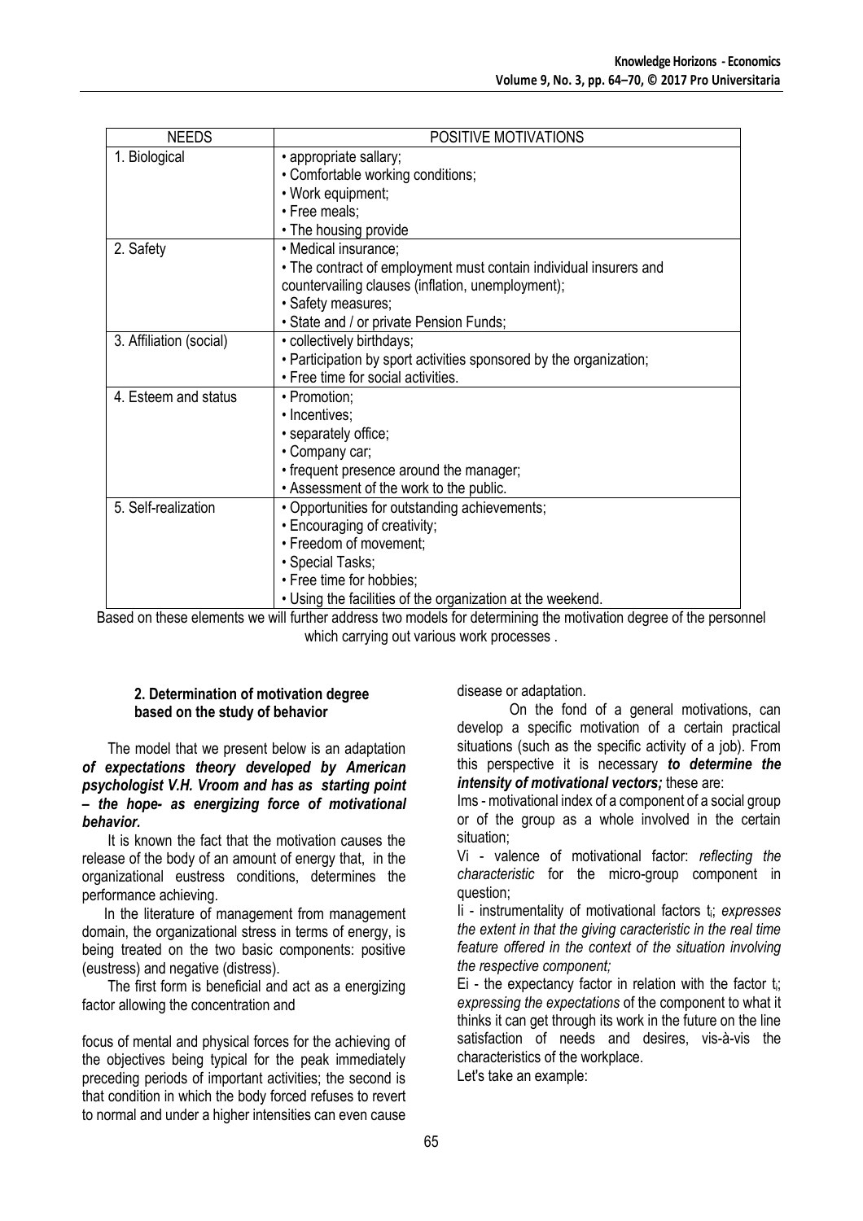| NEEDS | POSITIVE MOTIVATIONS |
|---|---|
| 1. Biological | • appropriate sallary;<br>• Comfortable working conditions;<br>• Work equipment;<br>• Free meals;<br>• The housing provide |
| 2. Safety | • Medical insurance;<br>• The contract of employment must contain individual insurers and countervailing clauses (inflation, unemployment);<br>• Safety measures;<br>• State and / or private Pension Funds; |
| 3. Affiliation (social) | • collectively birthdays;<br>• Participation by sport activities sponsored by the organization;<br>• Free time for social activities. |
| 4. Esteem and status | • Promotion;<br>• Incentives;<br>• separately office;<br>• Company car;<br>• frequent presence around the manager;<br>• Assessment of the work to the public. |
| 5. Self-realization | • Opportunities for outstanding achievements;<br>• Encouraging of creativity;<br>• Freedom of movement;<br>• Special Tasks;<br>• Free time for hobbies;<br>• Using the facilities of the organization at the weekend. |

Based on these elements we will further address two models for determining the motivation degree of the personnel which carrying out various work processes .

## 2. Determination of motivation degree based on the study of behavior

The model that we present below is an adaptation ***of expectations theory developed by American psychologist V.H. Vroom and has as starting point – the hope- as energizing force of motivational behavior.***

It is known the fact that the motivation causes the release of the body of an amount of energy that, in the organizational eustress conditions, determines the performance achieving.

In the literature of management from management domain, the organizational stress in terms of energy, is being treated on the two basic components: positive (eustress) and negative (distress).

The first form is beneficial and act as a energizing factor allowing the concentration and focus of mental and physical forces for the achieving of the objectives being typical for the peak immediately preceding periods of important activities; the second is that condition in which the body forced refuses to revert to normal and under a higher intensities can even cause disease or adaptation.

On the fond of a general motivations, can develop a specific motivation of a certain practical situations (such as the specific activity of a job). From this perspective it is necessary ***to determine the intensity of motivational vectors;*** these are:

Ims - motivational index of a component of a social group or of the group as a whole involved in the certain situation;

Vi - valence of motivational factor: *reflecting the characteristic* for the micro-group component in question;

Ii - instrumentality of motivational factors $t_i$; *expresses the extent in that the giving caracteristic in the real time feature offered in the context of the situation involving the respective component;*

Ei - the expectancy factor in relation with the factor $t_i$; *expressing the expectations* of the component to what it thinks it can get through its work in the future on the line satisfaction of needs and desires, vis-à-vis the characteristics of the workplace.

Let's take an example: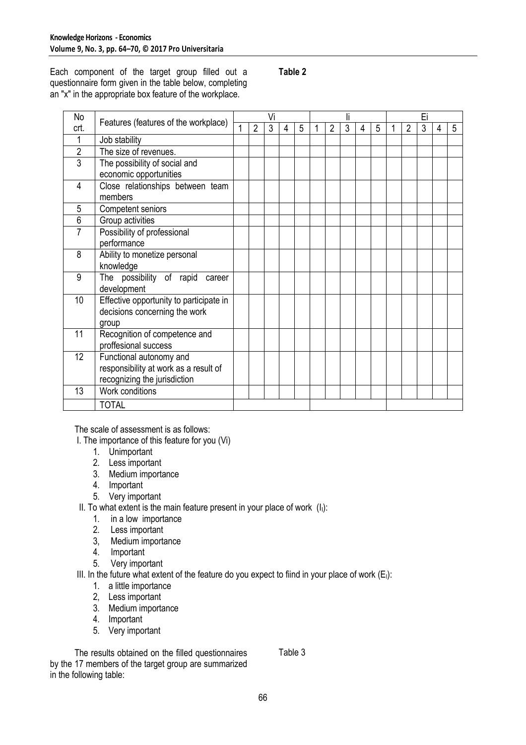Each component of the target group filled out a questionnaire form given in the table below, completing an "x" in the appropriate box feature of the workplace.

**Table 2**

| No crt. | Features (features of the workplace) | Vi | | | | | Ii | | | | | Ei | | | | |
|---|---|---|---|---|---|---|---|---|---|---|---|---|---|---|---|---|
| | | 1 | 2 | 3 | 4 | 5 | 1 | 2 | 3 | 4 | 5 | 1 | 2 | 3 | 4 | 5 |
| 1 | Job stability | | | | | | | | | | | | | | | |
| 2 | The size of revenues. | | | | | | | | | | | | | | | |
| 3 | The possibility of social and economic opportunities | | | | | | | | | | | | | | | |
| 4 | Close relationships between team members | | | | | | | | | | | | | | | |
| 5 | Competent seniors | | | | | | | | | | | | | | | |
| 6 | Group activities | | | | | | | | | | | | | | | |
| 7 | Possibility of professional performance | | | | | | | | | | | | | | | |
| 8 | Ability to monetize personal knowledge | | | | | | | | | | | | | | | |
| 9 | The possibility of rapid career development | | | | | | | | | | | | | | | |
| 10 | Effective opportunity to participate in decisions concerning the work group | | | | | | | | | | | | | | | |
| 11 | Recognition of competence and proffesional success | | | | | | | | | | | | | | | |
| 12 | Functional autonomy and responsibility at work as a result of recognizing the jurisdiction | | | | | | | | | | | | | | | |
| 13 | Work conditions | | | | | | | | | | | | | | | |
| | TOTAL | | | | | | | | | | | | | | | |

The scale of assessment is as follows:

I. The importance of this feature for you (Vi)

1. Unimportant
2. Less important
3. Medium importance
4. Important
5. Very important

II. To what extent is the main feature present in your place of work ($I_i$):

1. in a low importance
2. Less important
3, Medium importance
4. Important
5. Very important

III. In the future what extent of the feature do you expect to fiind in your place of work ($E_i$):

1. a little importance
2, Less important
3. Medium importance
4. Important
5. Very important

The results obtained on the filled questionnaires by the 17 members of the target group are summarized in the following table:

Table 3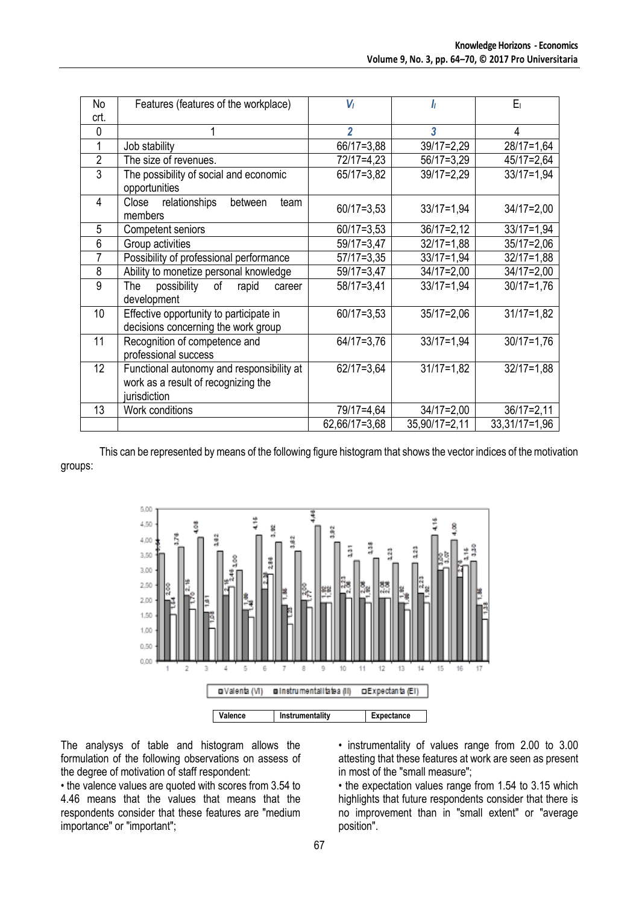| No crt. | Features (features of the workplace) | $V_l$ | $I_l$ | $E_l$ |
|---|---|---|---|---|
| 0 | 1 | 2 | 3 | 4 |
| 1 | Job stability | 66/17=3,88 | 39/17=2,29 | 28/17=1,64 |
| 2 | The size of revenues. | 72/17=4,23 | 56/17=3,29 | 45/17=2,64 |
| 3 | The possibility of social and economic opportunities | 65/17=3,82 | 39/17=2,29 | 33/17=1,94 |
| 4 | Close relationships between team members | 60/17=3,53 | 33/17=1,94 | 34/17=2,00 |
| 5 | Competent seniors | 60/17=3,53 | 36/17=2,12 | 33/17=1,94 |
| 6 | Group activities | 59/17=3,47 | 32/17=1,88 | 35/17=2,06 |
| 7 | Possibility of professional performance | 57/17=3,35 | 33/17=1,94 | 32/17=1,88 |
| 8 | Ability to monetize personal knowledge | 59/17=3,47 | 34/17=2,00 | 34/17=2,00 |
| 9 | The possibility of rapid career development | 58/17=3,41 | 33/17=1,94 | 30/17=1,76 |
| 10 | Effective opportunity to participate in decisions concerning the work group | 60/17=3,53 | 35/17=2,06 | 31/17=1,82 |
| 11 | Recognition of competence and professional success | 64/17=3,76 | 33/17=1,94 | 30/17=1,76 |
| 12 | Functional autonomy and responsibility at work as a result of recognizing the jurisdiction | 62/17=3,64 | 31/17=1,82 | 32/17=1,88 |
| 13 | Work conditions | 79/17=4,64 | 34/17=2,00 | 36/17=2,11 |
| | | 62,66/17=3,68 | 35,90/17=2,11 | 33,31/17=1,96 |

This can be represented by means of the following figure histogram that shows the vector indices of the motivation groups:

| Valence | Instrumentality | Expectance |
|---|---|---|

The analysys of table and histogram allows the formulation of the following observations on assess of the degree of motivation of staff respondent:

- the valence values are quoted with scores from 3.54 to 4.46 means that the values that means that the respondents consider that these features are "medium importance" or "important";
- instrumentality of values range from 2.00 to 3.00 attesting that these features at work are seen as present in most of the "small measure";
- the expectation values range from 1.54 to 3.15 which highlights that future respondents consider that there is no improvement than in "small extent" or "average position".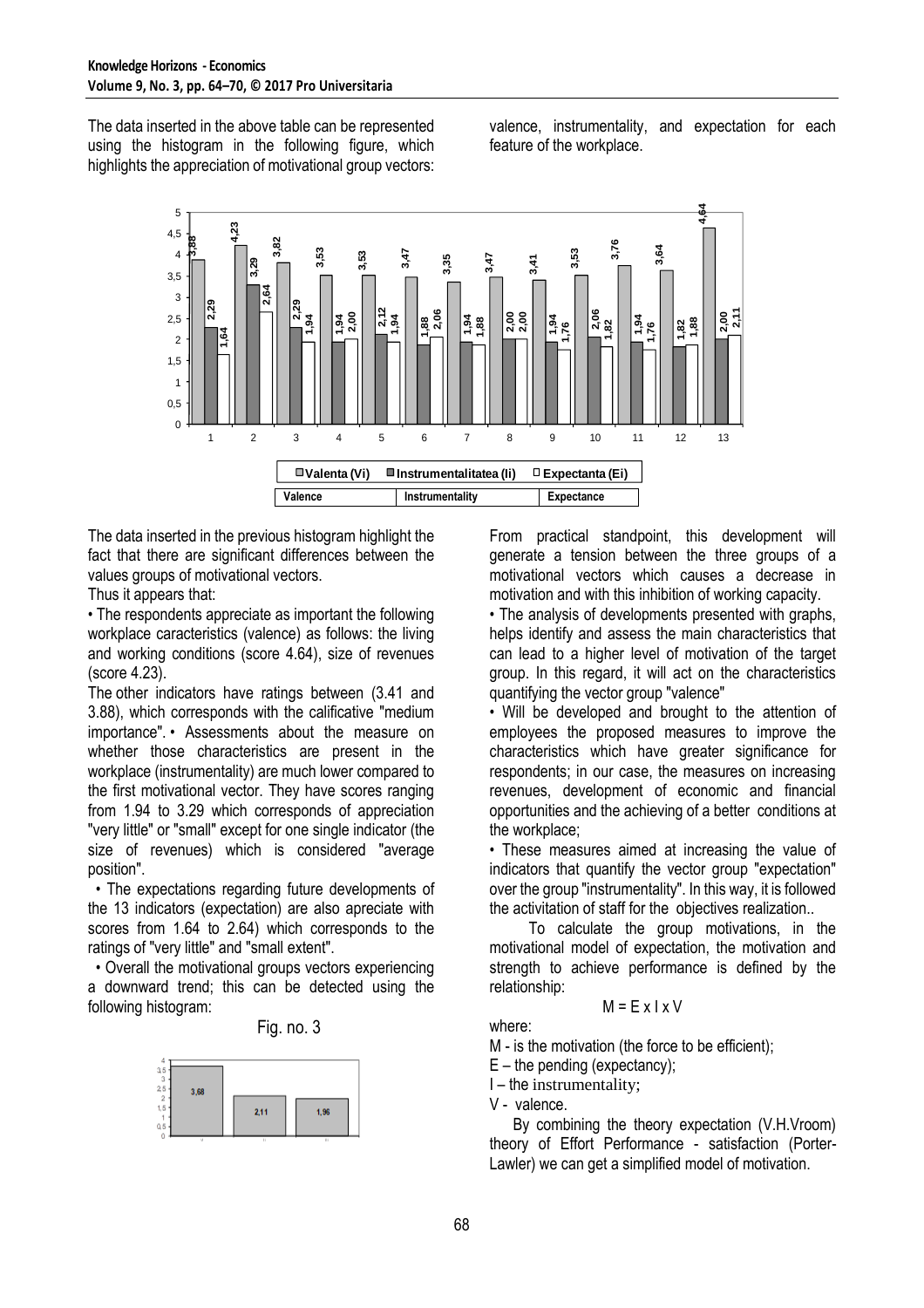The data inserted in the above table can be represented using the histogram in the following figure, which highlights the appreciation of motivational group vectors: valence, instrumentality, and expectation for each feature of the workplace.

| Valence | Instrumentality | Expectance |
|---|---|---|

The data inserted in the previous histogram highlight the fact that there are significant differences between the values groups of motivational vectors.

Thus it appears that:

• The respondents appreciate as important the following workplace caracteristics (valence) as follows: the living and working conditions (score 4.64), size of revenues (score 4.23).

The other indicators have ratings between (3.41 and 3.88), which corresponds with the calificative "medium importance". • Assessments about the measure on whether those characteristics are present in the workplace (instrumentality) are much lower compared to the first motivational vector. They have scores ranging from 1.94 to 3.29 which corresponds to appreciation "very little" or "small" except for one single indicator (the size of revenues) which is considered "average position".

• The expectations regarding future developments of the 13 indicators (expectation) are also apreciate with scores from 1.64 to 2.64) which corresponds to the ratings of "very little" and "small extent".

• Overall the motivational groups vectors experiencing a downward trend; this can be detected using the following histogram:

Fig. no. 3

From practical standpoint, this development will generate a tension between the three groups of a motivational vectors which causes a decrease in motivation and with this inhibition of working capacity.

• The analysis of developments presented with graphs, helps identify and assess the main characteristics that can lead to a higher level of motivation of the target group. In this regard, it will act on the characteristics quantifying the vector group "valence"

• Will be developed and brought to the attention of employees the proposed measures to improve the characteristics which have greater significance for respondents; in our case, the measures on increasing revenues, development of economic and financial opportunities and the achieving of a better conditions at the workplace;

• These measures aimed at increasing the value of indicators that quantify the vector group "expectation" over the group "instrumentality". In this way, it is followed the activitation of staff for the objectives realization..

To calculate the group motivations, in the motivational model of expectation, the motivation and strength to achieve performance is defined by the relationship:

$$M = E \times I \times V$$

where:

M - is the motivation (the force to be efficient);

E – the pending (expectancy);

I – the instrumentality;

V - valence.

By combining the theory expectation (V.H.Vroom) theory of Effort Performance - satisfaction (Porter-Lawler) we can get a simplified model of motivation.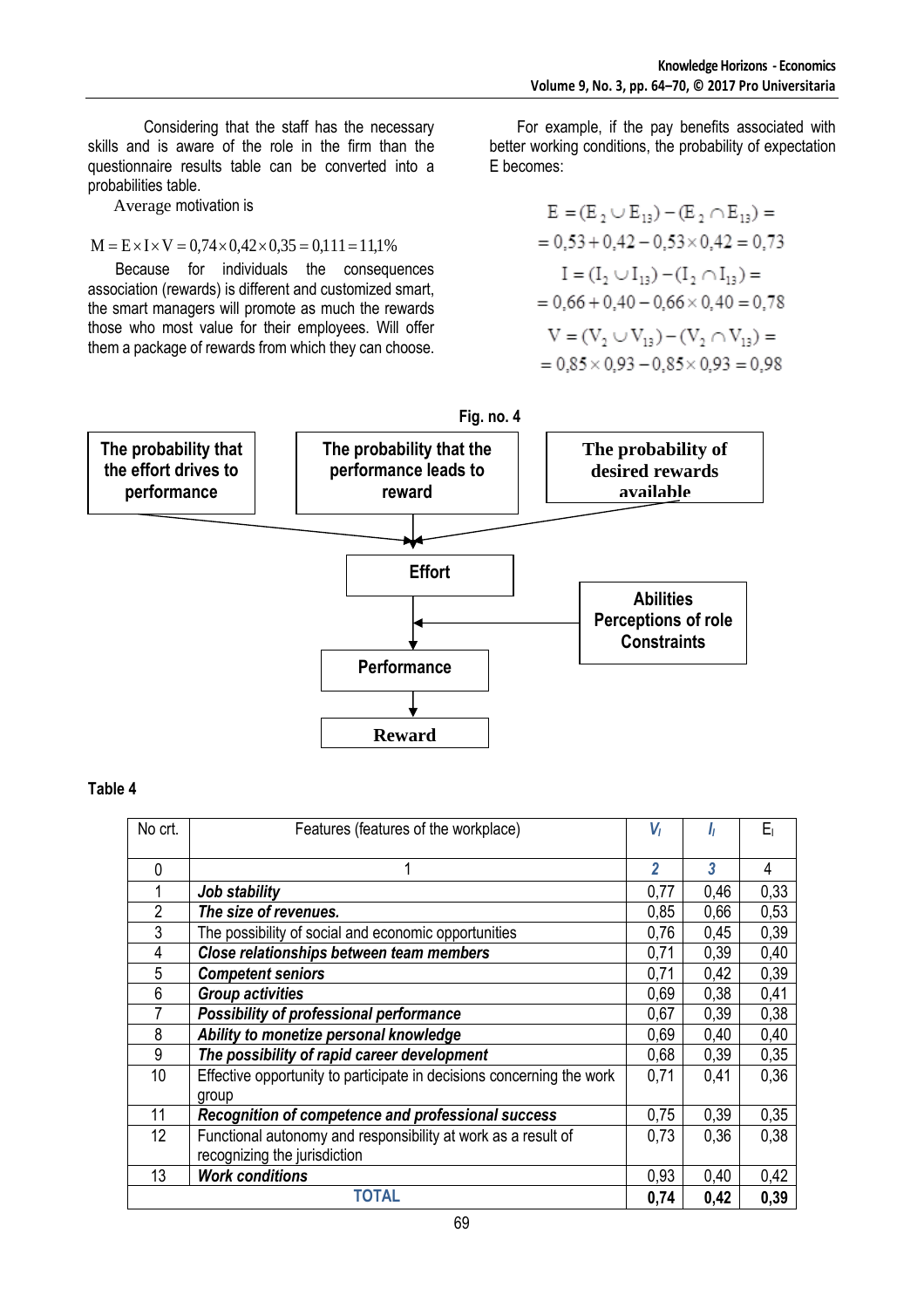Considering that the staff has the necessary skills and is aware of the role in the firm than the questionnaire results table can be converted into a probabilities table.

Average motivation is

$$M = E \times I \times V = 0{,}74 \times 0{,}42 \times 0{,}35 = 0{,}111 = 11{,}1\%$$

Because for individuals the consequences association (rewards) is different and customized smart, the smart managers will promote as much the rewards those who most value for their employees. Will offer them a package of rewards from which they can choose.

For example, if the pay benefits associated with better working conditions, the probability of expectation E becomes:

$$E = (E_2 \cup E_{13}) - (E_2 \cap E_{13}) =$$
$$= 0{,}53 + 0{,}42 - 0{,}53 \times 0{,}42 = 0{,}73$$
$$I = (I_2 \cup I_{13}) - (I_2 \cap I_{13}) =$$
$$= 0{,}66 + 0{,}40 - 0{,}66 \times 0{,}40 = 0{,}78$$
$$V = (V_2 \cup V_{13}) - (V_2 \cap V_{13}) =$$
$$= 0{,}85 \times 0{,}93 - 0{,}85 \times 0{,}93 = 0{,}98$$

**Fig. no. 4**

The probability that the effort drives to performance → Effort
The probability that the performance leads to reward → Effort
The probability of desired rewards available → Effort
Effort → Performance
Abilities / Perceptions of role / Constraints → Performance
Performance → Reward

**Table 4**

| No crt. | Features (features of the workplace) | $V_i$ | $I_i$ | $E_i$ |
|---|---|---|---|---|
| 0 | 1 | 2 | 3 | 4 |
| 1 | ***Job stability*** | 0,77 | 0,46 | 0,33 |
| 2 | ***The size of revenues.*** | 0,85 | 0,66 | 0,53 |
| 3 | The possibility of social and economic opportunities | 0,76 | 0,45 | 0,39 |
| 4 | ***Close relationships between team members*** | 0,71 | 0,39 | 0,40 |
| 5 | ***Competent seniors*** | 0,71 | 0,42 | 0,39 |
| 6 | ***Group activities*** | 0,69 | 0,38 | 0,41 |
| 7 | ***Possibility of professional performance*** | 0,67 | 0,39 | 0,38 |
| 8 | ***Ability to monetize personal knowledge*** | 0,69 | 0,40 | 0,40 |
| 9 | ***The possibility of rapid career development*** | 0,68 | 0,39 | 0,35 |
| 10 | Effective opportunity to participate in decisions concerning the work group | 0,71 | 0,41 | 0,36 |
| 11 | ***Recognition of competence and professional success*** | 0,75 | 0,39 | 0,35 |
| 12 | Functional autonomy and responsibility at work as a result of recognizing the jurisdiction | 0,73 | 0,36 | 0,38 |
| 13 | ***Work conditions*** | 0,93 | 0,40 | 0,42 |
| TOTAL | | **0,74** | **0,42** | **0,39** |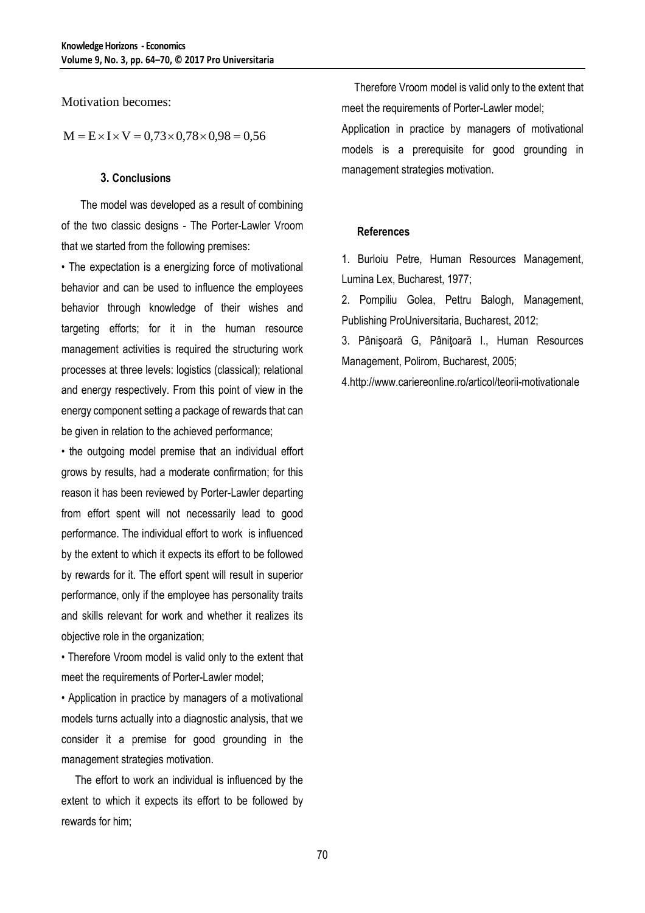Motivation becomes:

$$M = E \times I \times V = 0,73 \times 0,78 \times 0,98 = 0,56$$

### 3. Conclusions

The model was developed as a result of combining of the two classic designs - The Porter-Lawler Vroom that we started from the following premises:

- The expectation is a energizing force of motivational behavior and can be used to influence the employees behavior through knowledge of their wishes and targeting efforts; for it in the human resource management activities is required the structuring work processes at three levels: logistics (classical); relational and energy respectively. From this point of view in the energy component setting a package of rewards that can be given in relation to the achieved performance;
- the outgoing model premise that an individual effort grows by results, had a moderate confirmation; for this reason it has been reviewed by Porter-Lawler departing from effort spent will not necessarily lead to good performance. The individual effort to work is influenced by the extent to which it expects its effort to be followed by rewards for it. The effort spent will result in superior performance, only if the employee has personality traits and skills relevant for work and whether it realizes its objective role in the organization;
- Therefore Vroom model is valid only to the extent that meet the requirements of Porter-Lawler model;
- Application in practice by managers of a motivational models turns actually into a diagnostic analysis, that we consider it a premise for good grounding in the management strategies motivation.

The effort to work an individual is influenced by the extent to which it expects its effort to be followed by rewards for him;

Therefore Vroom model is valid only to the extent that meet the requirements of Porter-Lawler model;

Application in practice by managers of motivational models is a prerequisite for good grounding in management strategies motivation.

### References

1. Burloiu Petre, Human Resources Management, Lumina Lex, Bucharest, 1977;
2. Pompiliu Golea, Pettru Balogh, Management, Publishing ProUniversitaria, Bucharest, 2012;
3. Pânişoară G, Pâniţoară I., Human Resources Management, Polirom, Bucharest, 2005;
4. http://www.cariereonline.ro/articol/teorii-motivationale